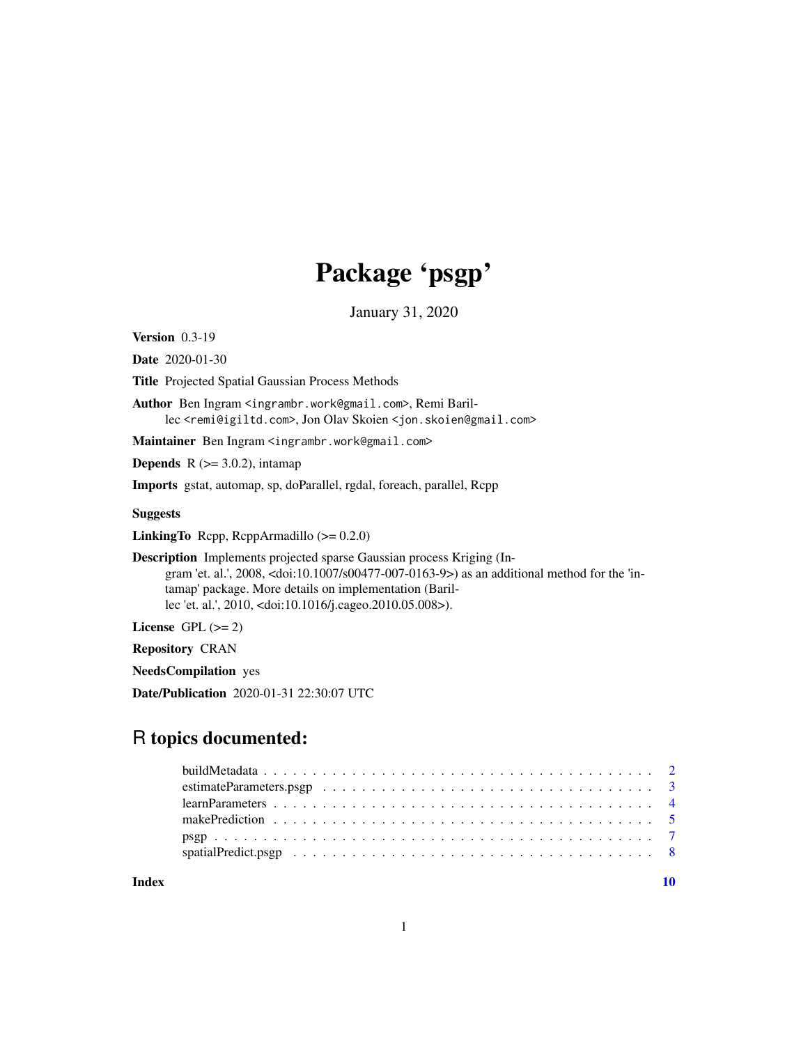# Package 'psgp'

January 31, 2020

**Version** 0.3-19

**Date** 2020-01-30

**Title** Projected Spatial Gaussian Process Methods

**Author** Ben Ingram <ingrambr.work@gmail.com>, Remi Barillec <remi@igiltd.com>, Jon Olav Skoien <jon.skoien@gmail.com>

**Maintainer** Ben Ingram <ingrambr.work@gmail.com>

**Depends** R (>= 3.0.2), intamap

**Imports** gstat, automap, sp, doParallel, rgdal, foreach, parallel, Rcpp

**Suggests**

**LinkingTo** Rcpp, RcppArmadillo (>= 0.2.0)

**Description** Implements projected sparse Gaussian process Kriging (Ingram 'et. al.', 2008, <doi:10.1007/s00477-007-0163-9>) as an additional method for the 'intamap' package. More details on implementation (Barillec 'et. al.', 2010, <doi:10.1016/j.cageo.2010.05.008>).

**License** GPL (>= 2)

**Repository** CRAN

**NeedsCompilation** yes

**Date/Publication** 2020-01-31 22:30:07 UTC

## R topics documented:

- buildMetadata . . . . . . . . . . . . . . . . . . . . . . . . . . . . . . . . . . . . 2
- estimateParameters.psgp . . . . . . . . . . . . . . . . . . . . . . . . . . . . . . 3
- learnParameters . . . . . . . . . . . . . . . . . . . . . . . . . . . . . . . . . . . 4
- makePrediction . . . . . . . . . . . . . . . . . . . . . . . . . . . . . . . . . . . 5
- psgp . . . . . . . . . . . . . . . . . . . . . . . . . . . . . . . . . . . . . . . . 7
- spatialPredict.psgp . . . . . . . . . . . . . . . . . . . . . . . . . . . . . . . . 8

**Index** 10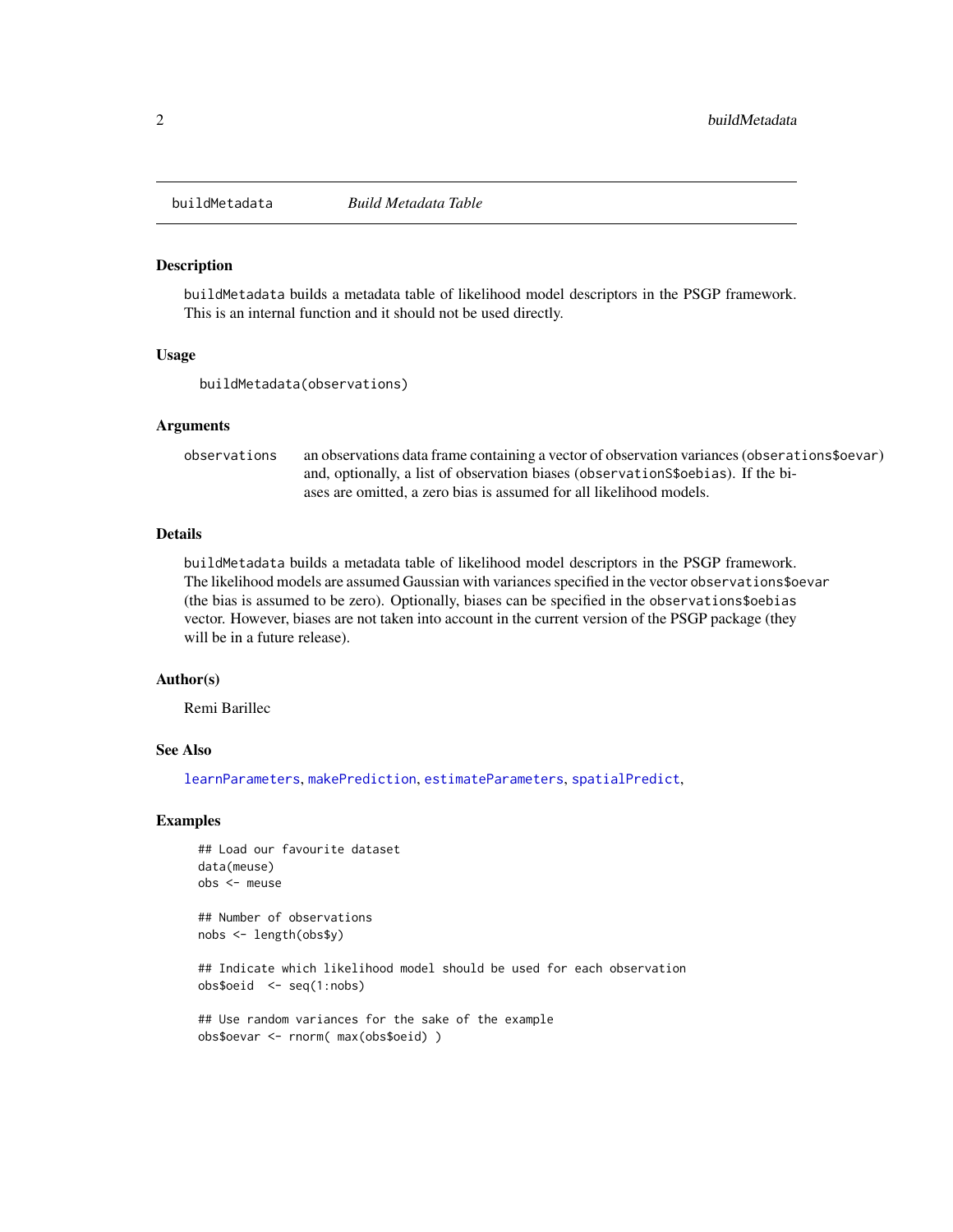buildMetadata *Build Metadata Table*

## Description

buildMetadata builds a metadata table of likelihood model descriptors in the PSGP framework. This is an internal function and it should not be used directly.

## Usage

```
buildMetadata(observations)
```

## Arguments

| | |
|---|---|
| observations | an observations data frame containing a vector of observation variances (observations$oevar) and, optionally, a list of observation biases (observationS$oebias). If the biases are omitted, a zero bias is assumed for all likelihood models. |

## Details

buildMetadata builds a metadata table of likelihood model descriptors in the PSGP framework. The likelihood models are assumed Gaussian with variances specified in the vector observations$oevar (the bias is assumed to be zero). Optionally, biases can be specified in the observations$oebias vector. However, biases are not taken into account in the current version of the PSGP package (they will be in a future release).

## Author(s)

Remi Barillec

## See Also

learnParameters, makePrediction, estimateParameters, spatialPredict,

## Examples

```
## Load our favourite dataset
data(meuse)
obs <- meuse

## Number of observations
nobs <- length(obs$y)

## Indicate which likelihood model should be used for each observation
obs$oeid  <- seq(1:nobs)

## Use random variances for the sake of the example
obs$oevar <- rnorm( max(obs$oeid) )
```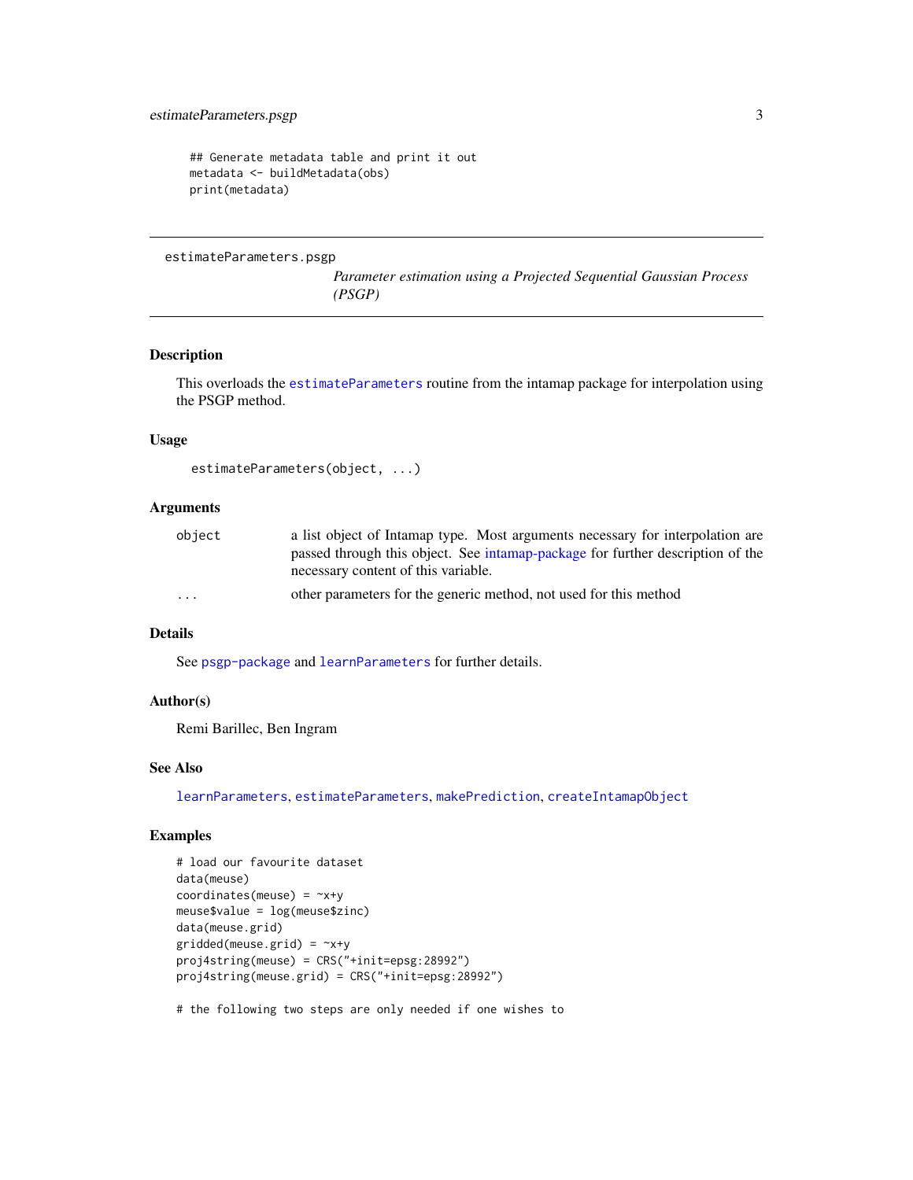```
## Generate metadata table and print it out
metadata <- buildMetadata(obs)
print(metadata)
```

---

`estimateParameters.psgp`

*Parameter estimation using a Projected Sequential Gaussian Process (PSGP)*

---

## Description

This overloads the `estimateParameters` routine from the intamap package for interpolation using the PSGP method.

## Usage

```
estimateParameters(object, ...)
```

## Arguments

| | |
|---|---|
| `object` | a list object of Intamap type. Most arguments necessary for interpolation are passed through this object. See intamap-package for further description of the necessary content of this variable. |
| `...` | other parameters for the generic method, not used for this method |

## Details

See `psgp-package` and `learnParameters` for further details.

## Author(s)

Remi Barillec, Ben Ingram

## See Also

`learnParameters`, `estimateParameters`, `makePrediction`, `createIntamapObject`

## Examples

```
# load our favourite dataset
data(meuse)
coordinates(meuse) = ~x+y
meuse$value = log(meuse$zinc)
data(meuse.grid)
gridded(meuse.grid) = ~x+y
proj4string(meuse) = CRS("+init=epsg:28992")
proj4string(meuse.grid) = CRS("+init=epsg:28992")

# the following two steps are only needed if one wishes to
```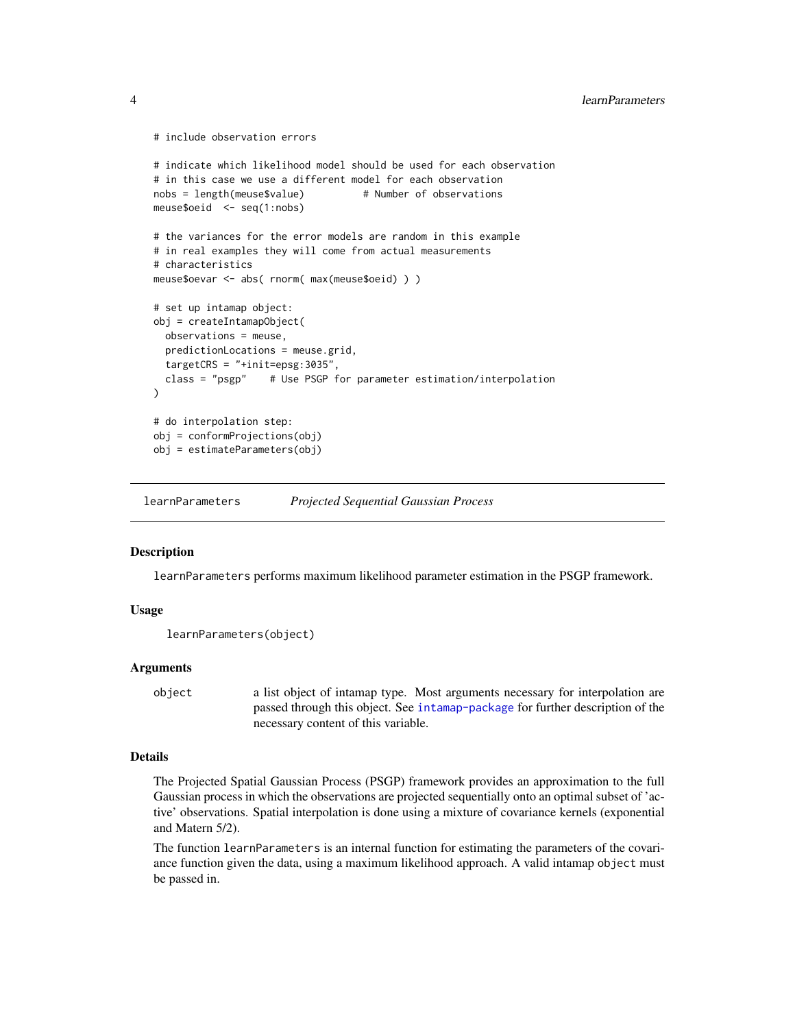```
# include observation errors

# indicate which likelihood model should be used for each observation
# in this case we use a different model for each observation
nobs = length(meuse$value)          # Number of observations
meuse$oeid  <- seq(1:nobs)

# the variances for the error models are random in this example
# in real examples they will come from actual measurements
# characteristics
meuse$oevar <- abs( rnorm( max(meuse$oeid) ) )

# set up intamap object:
obj = createIntamapObject(
  observations = meuse,
  predictionLocations = meuse.grid,
  targetCRS = "+init=epsg:3035",
  class = "psgp"    # Use PSGP for parameter estimation/interpolation
)

# do interpolation step:
obj = conformProjections(obj)
obj = estimateParameters(obj)
```

---

## learnParameters — *Projected Sequential Gaussian Process*

---

### Description

`learnParameters` performs maximum likelihood parameter estimation in the PSGP framework.

### Usage

```
learnParameters(object)
```

### Arguments

| | |
|---|---|
| `object` | a list object of intamap type. Most arguments necessary for interpolation are passed through this object. See `intamap-package` for further description of the necessary content of this variable. |

### Details

The Projected Spatial Gaussian Process (PSGP) framework provides an approximation to the full Gaussian process in which the observations are projected sequentially onto an optimal subset of 'active' observations. Spatial interpolation is done using a mixture of covariance kernels (exponential and Matern 5/2).

The function `learnParameters` is an internal function for estimating the parameters of the covariance function given the data, using a maximum likelihood approach. A valid intamap `object` must be passed in.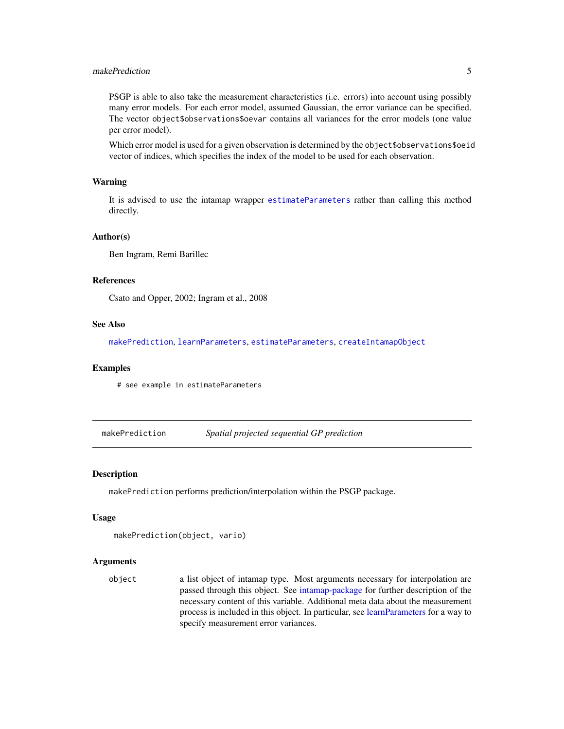PSGP is able to also take the measurement characteristics (i.e. errors) into account using possibly many error models. For each error model, assumed Gaussian, the error variance can be specified. The vector `object$observations$oevar` contains all variances for the error models (one value per error model).

Which error model is used for a given observation is determined by the `object$observations$oeid` vector of indices, which specifies the index of the model to be used for each observation.

### Warning

It is advised to use the intamap wrapper `estimateParameters` rather than calling this method directly.

### Author(s)

Ben Ingram, Remi Barillec

### References

Csato and Opper, 2002; Ingram et al., 2008

### See Also

`makePrediction`, `learnParameters`, `estimateParameters`, `createIntamapObject`

### Examples

```
# see example in estimateParameters
```

---

## makePrediction — *Spatial projected sequential GP prediction*

---

### Description

`makePrediction` performs prediction/interpolation within the PSGP package.

### Usage

```
makePrediction(object, vario)
```

### Arguments

`object` — a list object of intamap type. Most arguments necessary for interpolation are passed through this object. See intamap-package for further description of the necessary content of this variable. Additional meta data about the measurement process is included in this object. In particular, see learnParameters for a way to specify measurement error variances.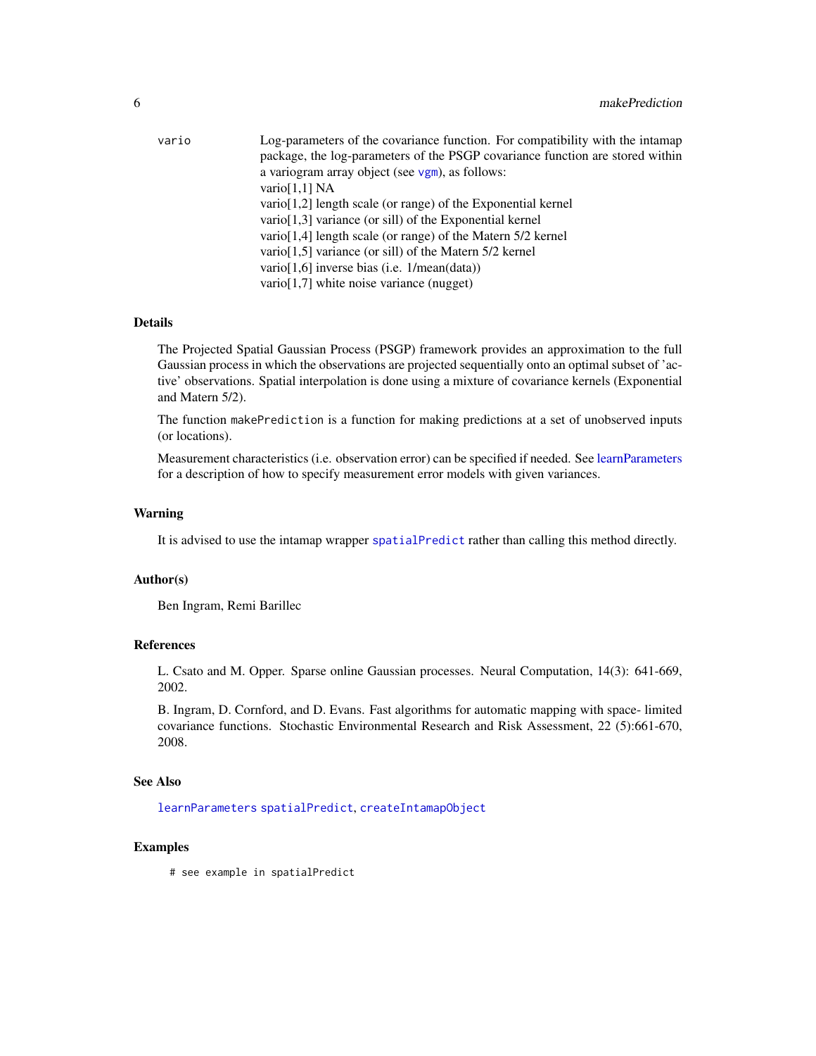vario Log-parameters of the covariance function. For compatibility with the intamap package, the log-parameters of the PSGP covariance function are stored within a variogram array object (see `vgm`), as follows:
vario[1,1] NA
vario[1,2] length scale (or range) of the Exponential kernel
vario[1,3] variance (or sill) of the Exponential kernel
vario[1,4] length scale (or range) of the Matern 5/2 kernel
vario[1,5] variance (or sill) of the Matern 5/2 kernel
vario[1,6] inverse bias (i.e. 1/mean(data))
vario[1,7] white noise variance (nugget)

## Details

The Projected Spatial Gaussian Process (PSGP) framework provides an approximation to the full Gaussian process in which the observations are projected sequentially onto an optimal subset of 'active' observations. Spatial interpolation is done using a mixture of covariance kernels (Exponential and Matern 5/2).

The function `makePrediction` is a function for making predictions at a set of unobserved inputs (or locations).

Measurement characteristics (i.e. observation error) can be specified if needed. See learnParameters for a description of how to specify measurement error models with given variances.

## Warning

It is advised to use the intamap wrapper `spatialPredict` rather than calling this method directly.

## Author(s)

Ben Ingram, Remi Barillec

## References

L. Csato and M. Opper. Sparse online Gaussian processes. Neural Computation, 14(3): 641-669, 2002.

B. Ingram, D. Cornford, and D. Evans. Fast algorithms for automatic mapping with space- limited covariance functions. Stochastic Environmental Research and Risk Assessment, 22 (5):661-670, 2008.

## See Also

`learnParameters` `spatialPredict`, `createIntamapObject`

## Examples

```
# see example in spatialPredict
```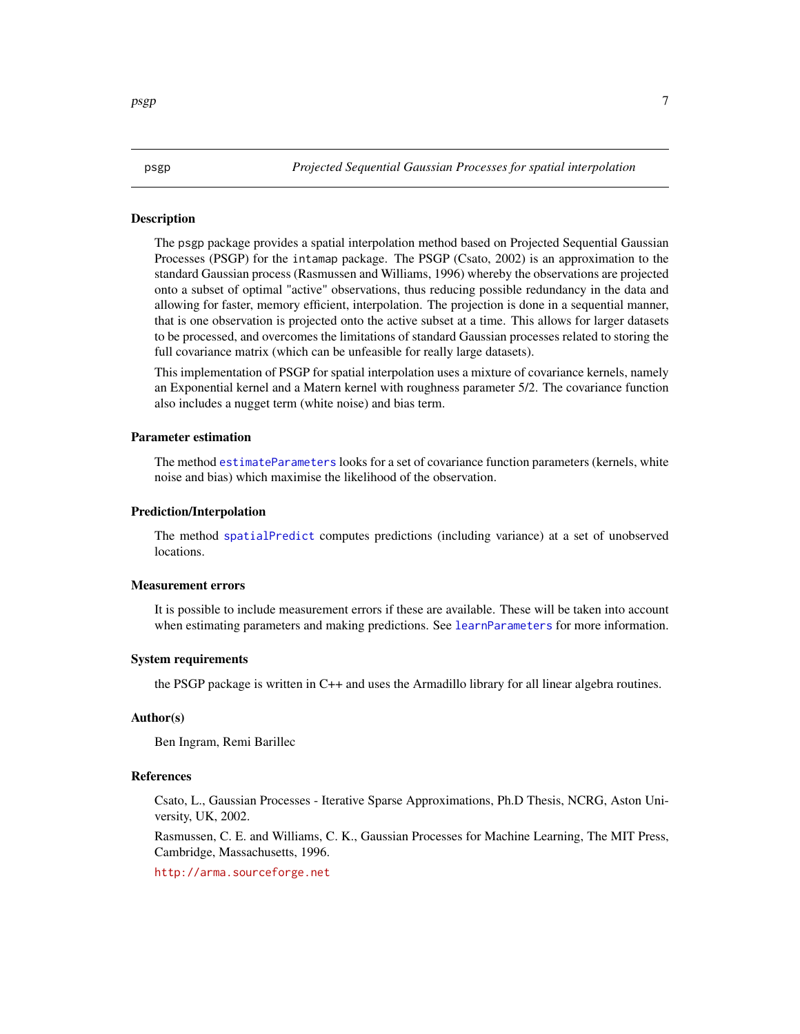psgp *Projected Sequential Gaussian Processes for spatial interpolation*

## Description

The psgp package provides a spatial interpolation method based on Projected Sequential Gaussian Processes (PSGP) for the intamap package. The PSGP (Csato, 2002) is an approximation to the standard Gaussian process (Rasmussen and Williams, 1996) whereby the observations are projected onto a subset of optimal "active" observations, thus reducing possible redundancy in the data and allowing for faster, memory efficient, interpolation. The projection is done in a sequential manner, that is one observation is projected onto the active subset at a time. This allows for larger datasets to be processed, and overcomes the limitations of standard Gaussian processes related to storing the full covariance matrix (which can be unfeasible for really large datasets).

This implementation of PSGP for spatial interpolation uses a mixture of covariance kernels, namely an Exponential kernel and a Matern kernel with roughness parameter 5/2. The covariance function also includes a nugget term (white noise) and bias term.

## Parameter estimation

The method `estimateParameters` looks for a set of covariance function parameters (kernels, white noise and bias) which maximise the likelihood of the observation.

## Prediction/Interpolation

The method `spatialPredict` computes predictions (including variance) at a set of unobserved locations.

## Measurement errors

It is possible to include measurement errors if these are available. These will be taken into account when estimating parameters and making predictions. See `learnParameters` for more information.

## System requirements

the PSGP package is written in C++ and uses the Armadillo library for all linear algebra routines.

## Author(s)

Ben Ingram, Remi Barillec

## References

Csato, L., Gaussian Processes - Iterative Sparse Approximations, Ph.D Thesis, NCRG, Aston University, UK, 2002.

Rasmussen, C. E. and Williams, C. K., Gaussian Processes for Machine Learning, The MIT Press, Cambridge, Massachusetts, 1996.

http://arma.sourceforge.net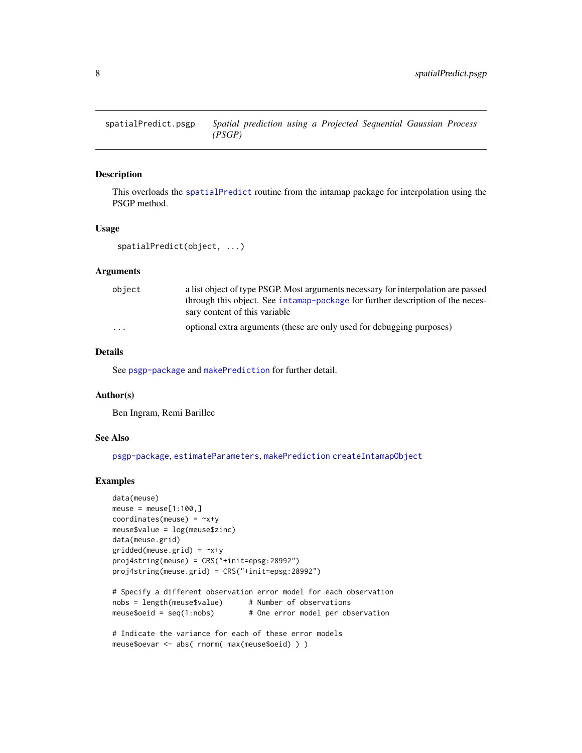## spatialPredict.psgp — *Spatial prediction using a Projected Sequential Gaussian Process (PSGP)*

### Description

This overloads the `spatialPredict` routine from the intamap package for interpolation using the PSGP method.

### Usage

```
spatialPredict(object, ...)
```

### Arguments

| | |
|---|---|
| `object` | a list object of type PSGP. Most arguments necessary for interpolation are passed through this object. See `intamap-package` for further description of the necessary content of this variable |
| `...` | optional extra arguments (these are only used for debugging purposes) |

### Details

See `psgp-package` and `makePrediction` for further detail.

### Author(s)

Ben Ingram, Remi Barillec

### See Also

`psgp-package`, `estimateParameters`, `makePrediction` `createIntamapObject`

### Examples

```
data(meuse)
meuse = meuse[1:100,]
coordinates(meuse) = ~x+y
meuse$value = log(meuse$zinc)
data(meuse.grid)
gridded(meuse.grid) = ~x+y
proj4string(meuse) = CRS("+init=epsg:28992")
proj4string(meuse.grid) = CRS("+init=epsg:28992")

# Specify a different observation error model for each observation
nobs = length(meuse$value)      # Number of observations
meuse$oeid = seq(1:nobs)        # One error model per observation

# Indicate the variance for each of these error models
meuse$oevar <- abs( rnorm( max(meuse$oeid) ) )
```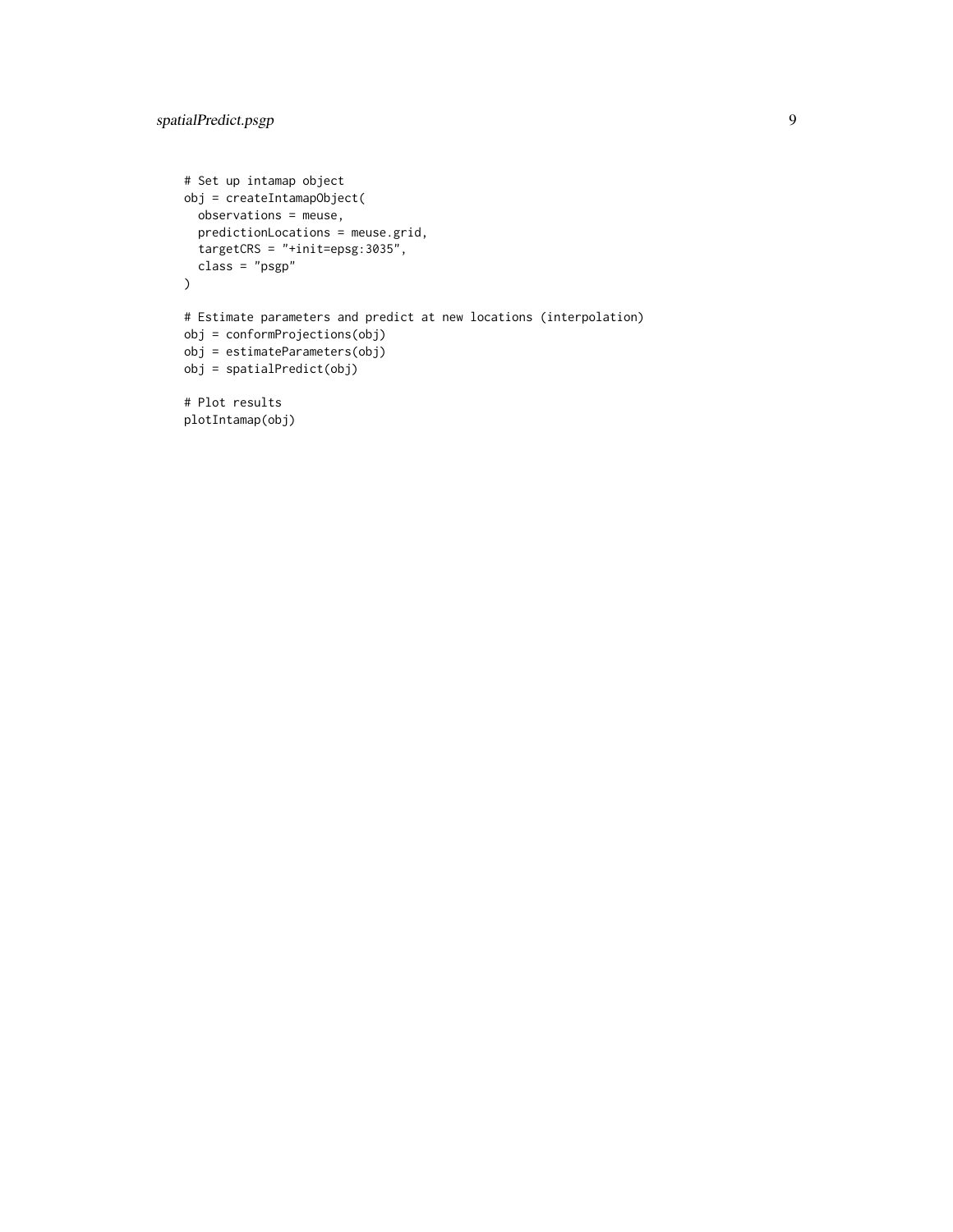```
# Set up intamap object
obj = createIntamapObject(
  observations = meuse,
  predictionLocations = meuse.grid,
  targetCRS = "+init=epsg:3035",
  class = "psgp"
)

# Estimate parameters and predict at new locations (interpolation)
obj = conformProjections(obj)
obj = estimateParameters(obj)
obj = spatialPredict(obj)

# Plot results
plotIntamap(obj)
```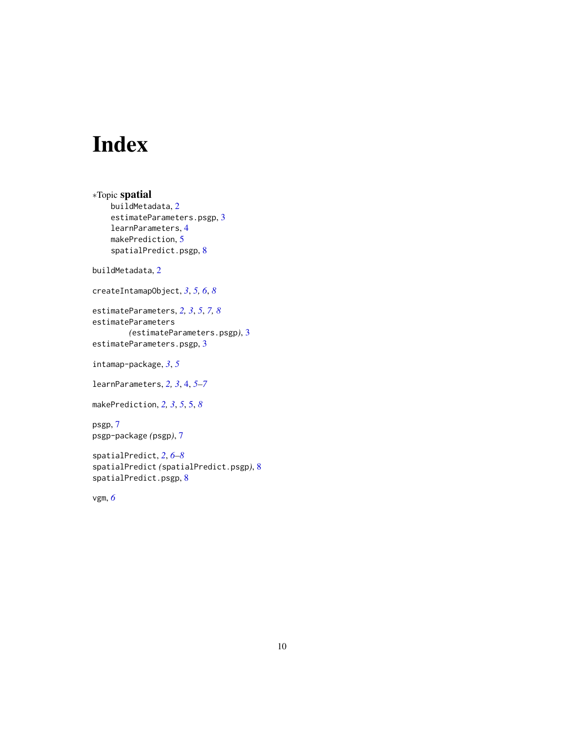# Index

∗Topic **spatial**

buildMetadata, 2
estimateParameters.psgp, 3
learnParameters, 4
makePrediction, 5
spatialPredict.psgp, 8

buildMetadata, 2

createIntamapObject, *3*, *5*, *6*, *8*

estimateParameters, *2*, *3*, *5*, *7*, *8*
estimateParameters
        *(*estimateParameters.psgp*)*, 3
estimateParameters.psgp, 3

intamap-package, *3*, *5*

learnParameters, *2*, *3*, 4, *5–7*

makePrediction, *2*, *3*, *5*, 5, *8*

psgp, 7
psgp-package *(*psgp*)*, 7

spatialPredict, *2*, *6–8*
spatialPredict *(*spatialPredict.psgp*)*, 8
spatialPredict.psgp, 8

vgm, *6*